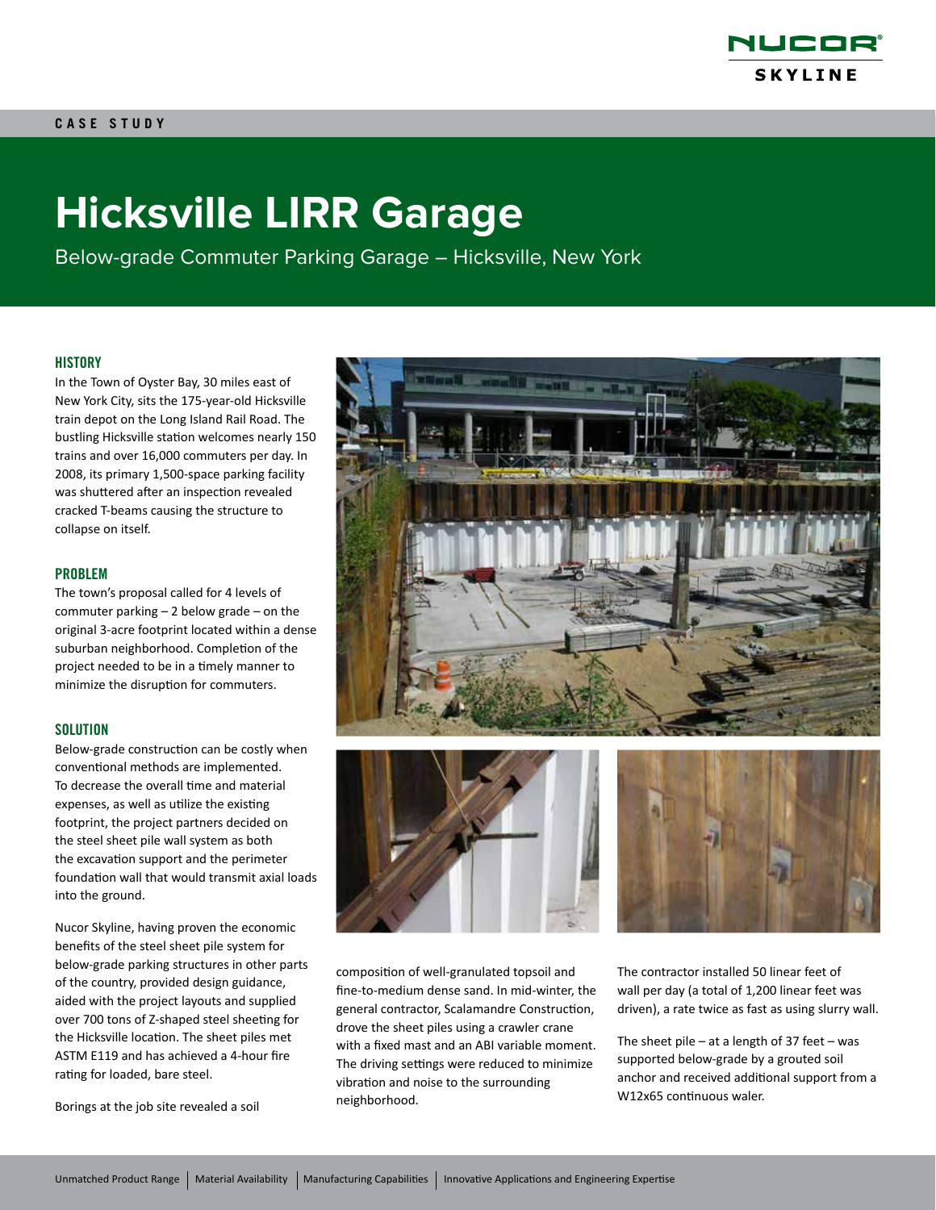CASE STUDY

# Hicksville LIRR Garage

Below-grade Commuter Parking Garage – Hicksville, New York

## HISTORY

In the Town of Oyster Bay, 30 miles east of New York City, sits the 175-year-old Hicksville train depot on the Long Island Rail Road. The bustling Hicksville station welcomes nearly 150 trains and over 16,000 commuters per day. In 2008, its primary 1,500-space parking facility was shuttered after an inspection revealed cracked T-beams causing the structure to collapse on itself.

## PROBLEM

The town's proposal called for 4 levels of commuter parking – 2 below grade – on the original 3-acre footprint located within a dense suburban neighborhood. Completion of the project needed to be in a timely manner to minimize the disruption for commuters.

## SOLUTION

Below-grade construction can be costly when conventional methods are implemented. To decrease the overall time and material expenses, as well as utilize the existing footprint, the project partners decided on the steel sheet pile wall system as both the excavation support and the perimeter foundation wall that would transmit axial loads into the ground.

Nucor Skyline, having proven the economic benefits of the steel sheet pile system for below-grade parking structures in other parts of the country, provided design guidance, aided with the project layouts and supplied over 700 tons of Z-shaped steel sheeting for the Hicksville location. The sheet piles met ASTM E119 and has achieved a 4-hour fire rating for loaded, bare steel.

Borings at the job site revealed a soil composition of well-granulated topsoil and fine-to-medium dense sand. In mid-winter, the general contractor, Scalamandre Construction, drove the sheet piles using a crawler crane with a fixed mast and an ABI variable moment. The driving settings were reduced to minimize vibration and noise to the surrounding neighborhood.

The contractor installed 50 linear feet of wall per day (a total of 1,200 linear feet was driven), a rate twice as fast as using slurry wall.

The sheet pile – at a length of 37 feet – was supported below-grade by a grouted soil anchor and received additional support from a W12x65 continuous waler.

Unmatched Product Range | Material Availability | Manufacturing Capabilities | Innovative Applications and Engineering Expertise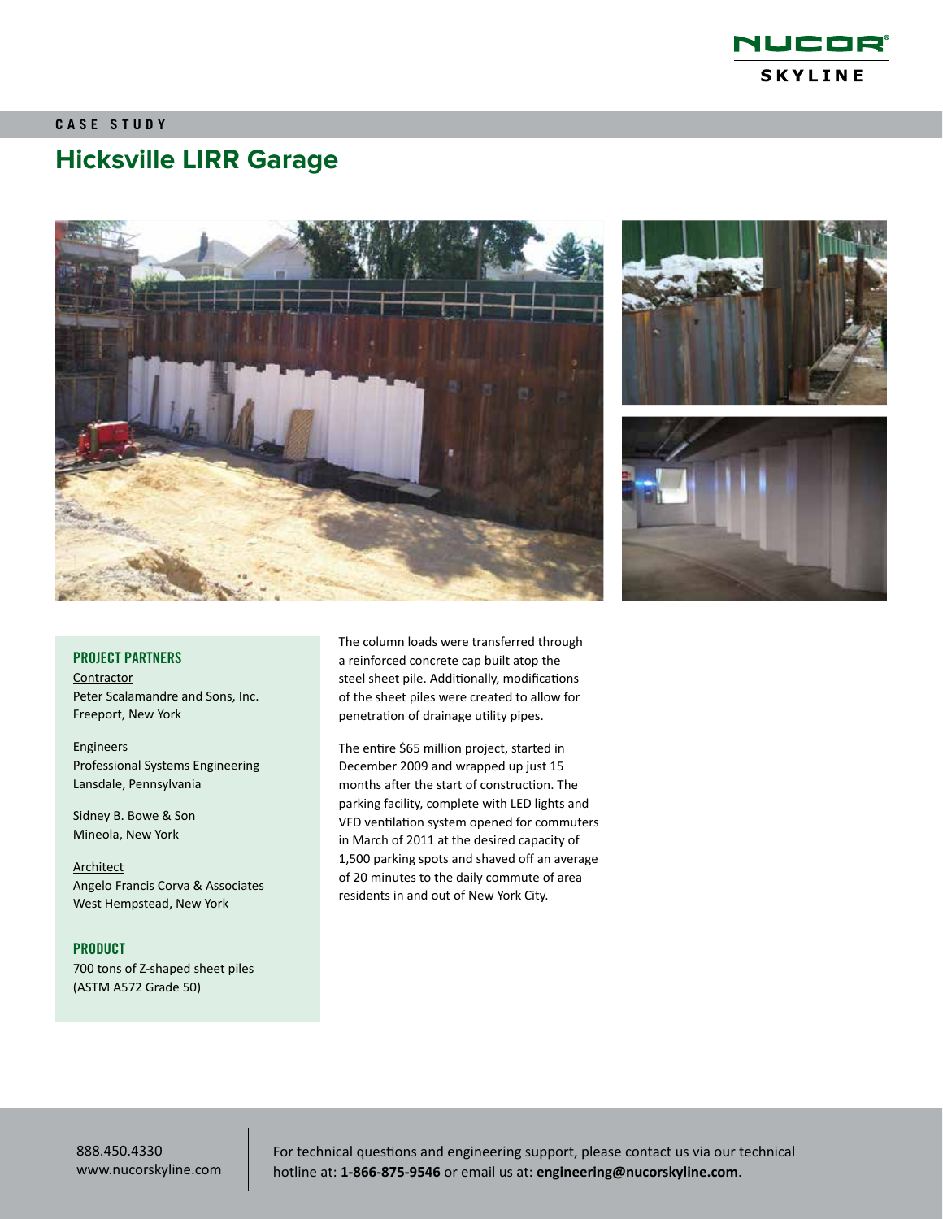CASE STUDY

# Hicksville LIRR Garage

## PROJECT PARTNERS

Contractor
Peter Scalamandre and Sons, Inc.
Freeport, New York

Engineers
Professional Systems Engineering
Lansdale, Pennsylvania

Sidney B. Bowe & Son
Mineola, New York

Architect
Angelo Francis Corva & Associates
West Hempstead, New York

## PRODUCT

700 tons of Z-shaped sheet piles
(ASTM A572 Grade 50)

The column loads were transferred through a reinforced concrete cap built atop the steel sheet pile. Additionally, modifications of the sheet piles were created to allow for penetration of drainage utility pipes.

The entire $65 million project, started in December 2009 and wrapped up just 15 months after the start of construction. The parking facility, complete with LED lights and VFD ventilation system opened for commuters in March of 2011 at the desired capacity of 1,500 parking spots and shaved off an average of 20 minutes to the daily commute of area residents in and out of New York City.

888.450.4330
www.nucorskyline.com

For technical questions and engineering support, please contact us via our technical hotline at: **1-866-875-9546** or email us at: **engineering@nucorskyline.com**.